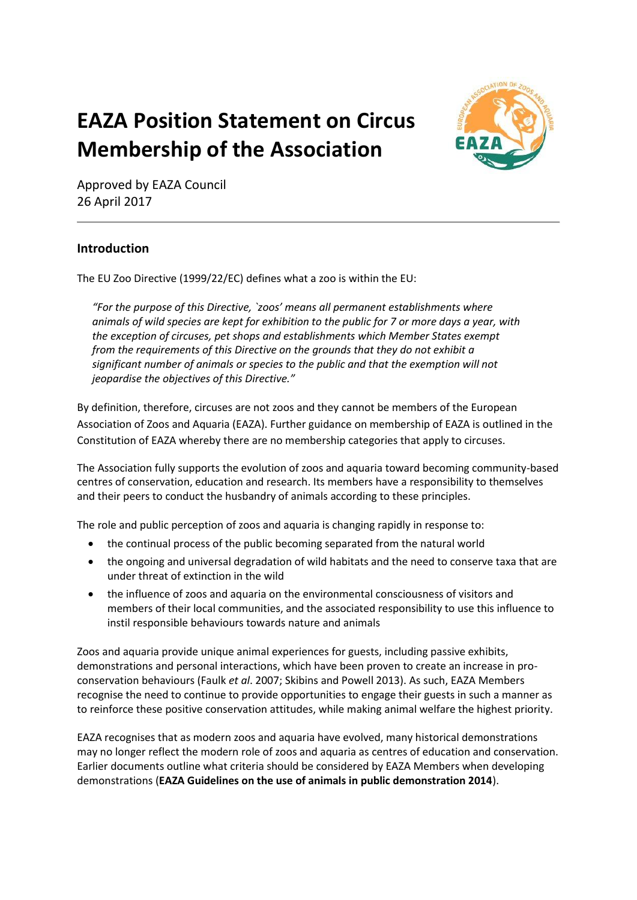# EAZA Position Statement on Circus Membership of the Association

Approved by EAZA Council
26 April 2017

## Introduction

The EU Zoo Directive (1999/22/EC) defines what a zoo is within the EU:

> *"For the purpose of this Directive, `zoos' means all permanent establishments where animals of wild species are kept for exhibition to the public for 7 or more days a year, with the exception of circuses, pet shops and establishments which Member States exempt from the requirements of this Directive on the grounds that they do not exhibit a significant number of animals or species to the public and that the exemption will not jeopardise the objectives of this Directive."*

By definition, therefore, circuses are not zoos and they cannot be members of the European Association of Zoos and Aquaria (EAZA). Further guidance on membership of EAZA is outlined in the Constitution of EAZA whereby there are no membership categories that apply to circuses.

The Association fully supports the evolution of zoos and aquaria toward becoming community-based centres of conservation, education and research. Its members have a responsibility to themselves and their peers to conduct the husbandry of animals according to these principles.

The role and public perception of zoos and aquaria is changing rapidly in response to:

- the continual process of the public becoming separated from the natural world
- the ongoing and universal degradation of wild habitats and the need to conserve taxa that are under threat of extinction in the wild
- the influence of zoos and aquaria on the environmental consciousness of visitors and members of their local communities, and the associated responsibility to use this influence to instil responsible behaviours towards nature and animals

Zoos and aquaria provide unique animal experiences for guests, including passive exhibits, demonstrations and personal interactions, which have been proven to create an increase in pro-conservation behaviours (Faulk *et al*. 2007; Skibins and Powell 2013). As such, EAZA Members recognise the need to continue to provide opportunities to engage their guests in such a manner as to reinforce these positive conservation attitudes, while making animal welfare the highest priority.

EAZA recognises that as modern zoos and aquaria have evolved, many historical demonstrations may no longer reflect the modern role of zoos and aquaria as centres of education and conservation. Earlier documents outline what criteria should be considered by EAZA Members when developing demonstrations (**EAZA Guidelines on the use of animals in public demonstration 2014**).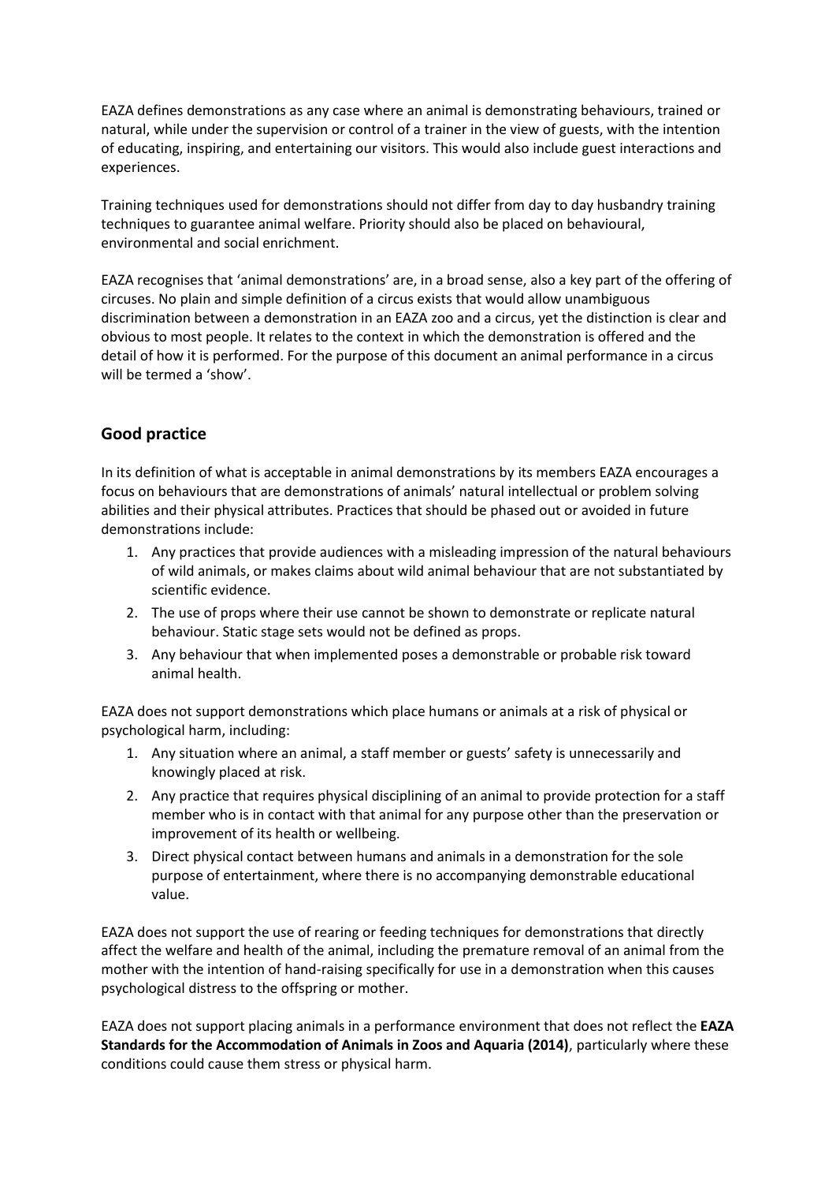EAZA defines demonstrations as any case where an animal is demonstrating behaviours, trained or natural, while under the supervision or control of a trainer in the view of guests, with the intention of educating, inspiring, and entertaining our visitors. This would also include guest interactions and experiences.

Training techniques used for demonstrations should not differ from day to day husbandry training techniques to guarantee animal welfare. Priority should also be placed on behavioural, environmental and social enrichment.

EAZA recognises that 'animal demonstrations' are, in a broad sense, also a key part of the offering of circuses. No plain and simple definition of a circus exists that would allow unambiguous discrimination between a demonstration in an EAZA zoo and a circus, yet the distinction is clear and obvious to most people. It relates to the context in which the demonstration is offered and the detail of how it is performed. For the purpose of this document an animal performance in a circus will be termed a 'show'.

## Good practice

In its definition of what is acceptable in animal demonstrations by its members EAZA encourages a focus on behaviours that are demonstrations of animals' natural intellectual or problem solving abilities and their physical attributes. Practices that should be phased out or avoided in future demonstrations include:

1. Any practices that provide audiences with a misleading impression of the natural behaviours of wild animals, or makes claims about wild animal behaviour that are not substantiated by scientific evidence.
2. The use of props where their use cannot be shown to demonstrate or replicate natural behaviour. Static stage sets would not be defined as props.
3. Any behaviour that when implemented poses a demonstrable or probable risk toward animal health.

EAZA does not support demonstrations which place humans or animals at a risk of physical or psychological harm, including:

1. Any situation where an animal, a staff member or guests' safety is unnecessarily and knowingly placed at risk.
2. Any practice that requires physical disciplining of an animal to provide protection for a staff member who is in contact with that animal for any purpose other than the preservation or improvement of its health or wellbeing.
3. Direct physical contact between humans and animals in a demonstration for the sole purpose of entertainment, where there is no accompanying demonstrable educational value.

EAZA does not support the use of rearing or feeding techniques for demonstrations that directly affect the welfare and health of the animal, including the premature removal of an animal from the mother with the intention of hand-raising specifically for use in a demonstration when this causes psychological distress to the offspring or mother.

EAZA does not support placing animals in a performance environment that does not reflect the **EAZA Standards for the Accommodation of Animals in Zoos and Aquaria (2014)**, particularly where these conditions could cause them stress or physical harm.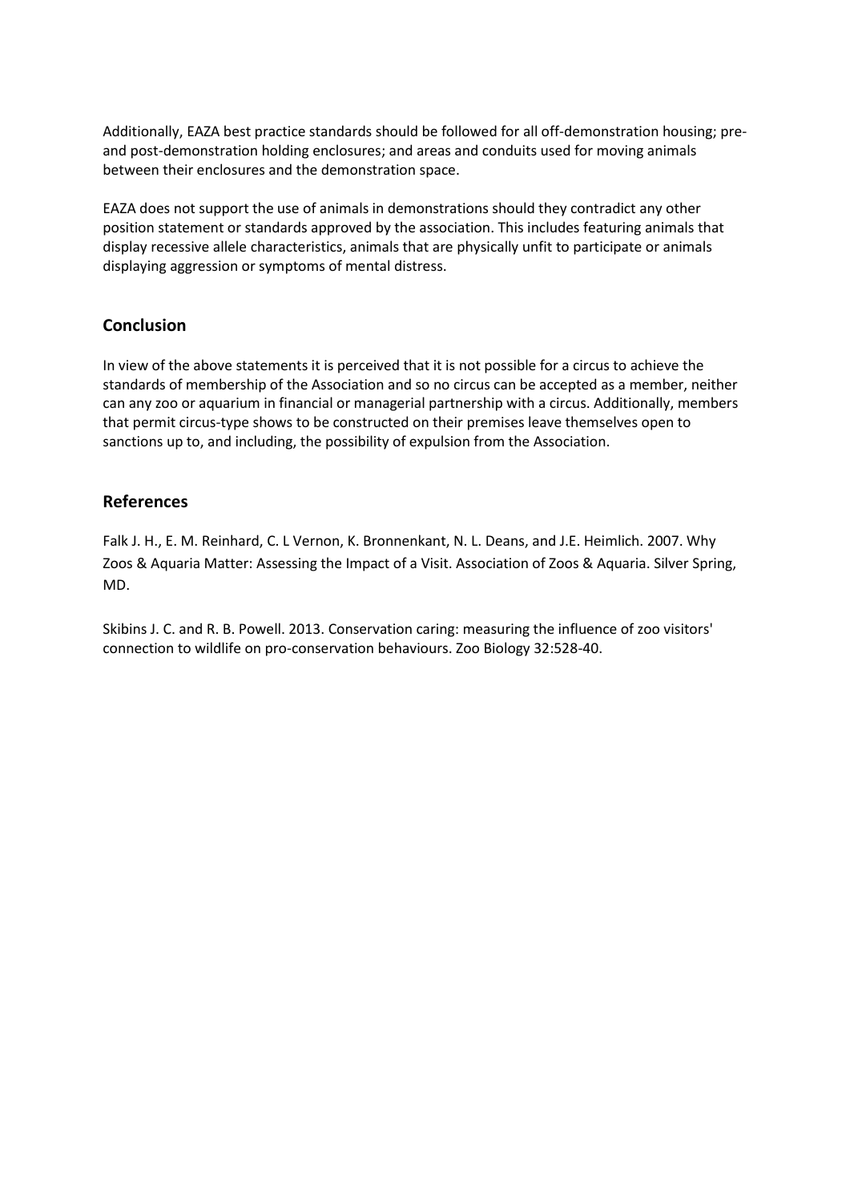Additionally, EAZA best practice standards should be followed for all off-demonstration housing; pre- and post-demonstration holding enclosures; and areas and conduits used for moving animals between their enclosures and the demonstration space.

EAZA does not support the use of animals in demonstrations should they contradict any other position statement or standards approved by the association. This includes featuring animals that display recessive allele characteristics, animals that are physically unfit to participate or animals displaying aggression or symptoms of mental distress.

## Conclusion

In view of the above statements it is perceived that it is not possible for a circus to achieve the standards of membership of the Association and so no circus can be accepted as a member, neither can any zoo or aquarium in financial or managerial partnership with a circus. Additionally, members that permit circus-type shows to be constructed on their premises leave themselves open to sanctions up to, and including, the possibility of expulsion from the Association.

## References

Falk J. H., E. M. Reinhard, C. L Vernon, K. Bronnenkant, N. L. Deans, and J.E. Heimlich. 2007. Why Zoos & Aquaria Matter: Assessing the Impact of a Visit. Association of Zoos & Aquaria. Silver Spring, MD.

Skibins J. C. and R. B. Powell. 2013. Conservation caring: measuring the influence of zoo visitors' connection to wildlife on pro-conservation behaviours. Zoo Biology 32:528-40.